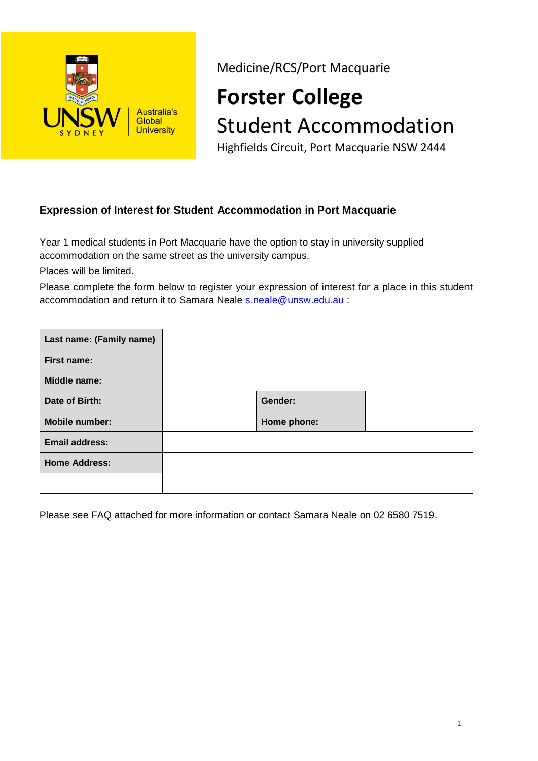UNSW SYDNEY Australia's Global University

Medicine/RCS/Port Macquarie

# Forster College

# Student Accommodation

Highfields Circuit, Port Macquarie NSW 2444

## Expression of Interest for Student Accommodation in Port Macquarie

Year 1 medical students in Port Macquarie have the option to stay in university supplied accommodation on the same street as the university campus.

Places will be limited.

Please complete the form below to register your expression of interest for a place in this student accommodation and return it to Samara Neale s.neale@unsw.edu.au :

| **Last name: (Family name)** | | | |
|---|---|---|---|
| **First name:** | | | |
| **Middle name:** | | | |
| **Date of Birth:** | | **Gender:** | |
| **Mobile number:** | | **Home phone:** | |
| **Email address:** | | | |
| **Home Address:** | | | |
| | | | |

Please see FAQ attached for more information or contact Samara Neale on 02 6580 7519.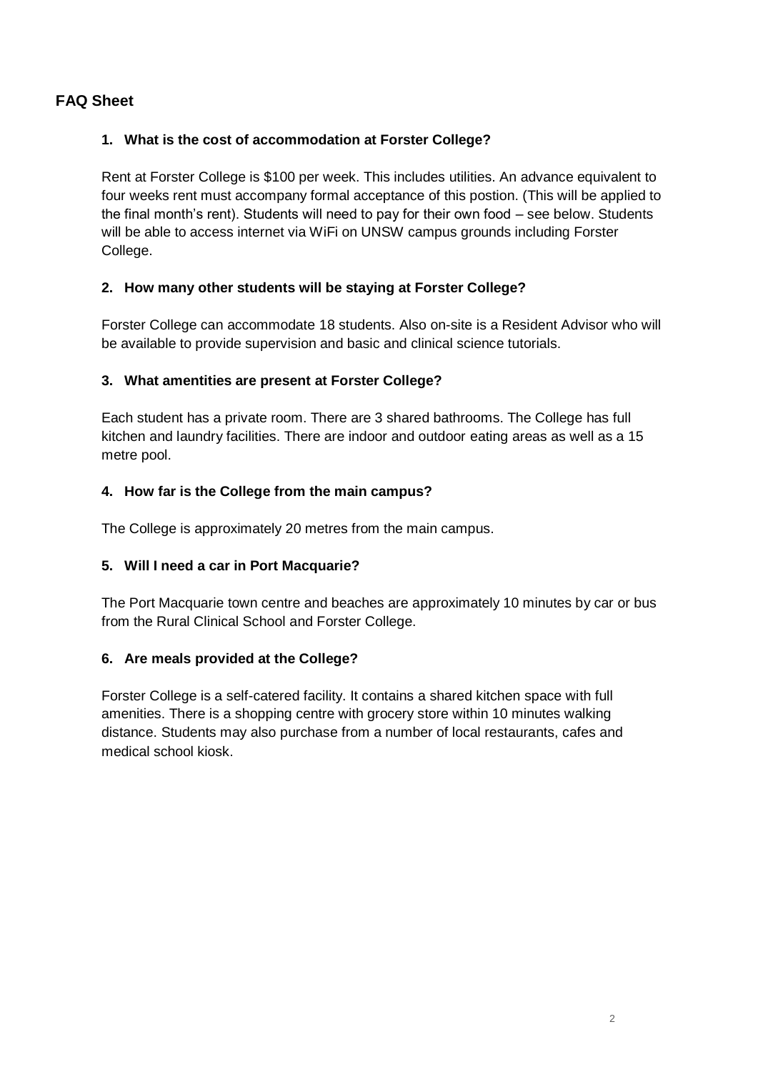## FAQ Sheet

### 1. What is the cost of accommodation at Forster College?

Rent at Forster College is $100 per week. This includes utilities. An advance equivalent to four weeks rent must accompany formal acceptance of this postion. (This will be applied to the final month's rent). Students will need to pay for their own food – see below. Students will be able to access internet via WiFi on UNSW campus grounds including Forster College.

### 2. How many other students will be staying at Forster College?

Forster College can accommodate 18 students. Also on-site is a Resident Advisor who will be available to provide supervision and basic and clinical science tutorials.

### 3. What amentities are present at Forster College?

Each student has a private room. There are 3 shared bathrooms. The College has full kitchen and laundry facilities. There are indoor and outdoor eating areas as well as a 15 metre pool.

### 4. How far is the College from the main campus?

The College is approximately 20 metres from the main campus.

### 5. Will I need a car in Port Macquarie?

The Port Macquarie town centre and beaches are approximately 10 minutes by car or bus from the Rural Clinical School and Forster College.

### 6. Are meals provided at the College?

Forster College is a self-catered facility. It contains a shared kitchen space with full amenities. There is a shopping centre with grocery store within 10 minutes walking distance. Students may also purchase from a number of local restaurants, cafes and medical school kiosk.